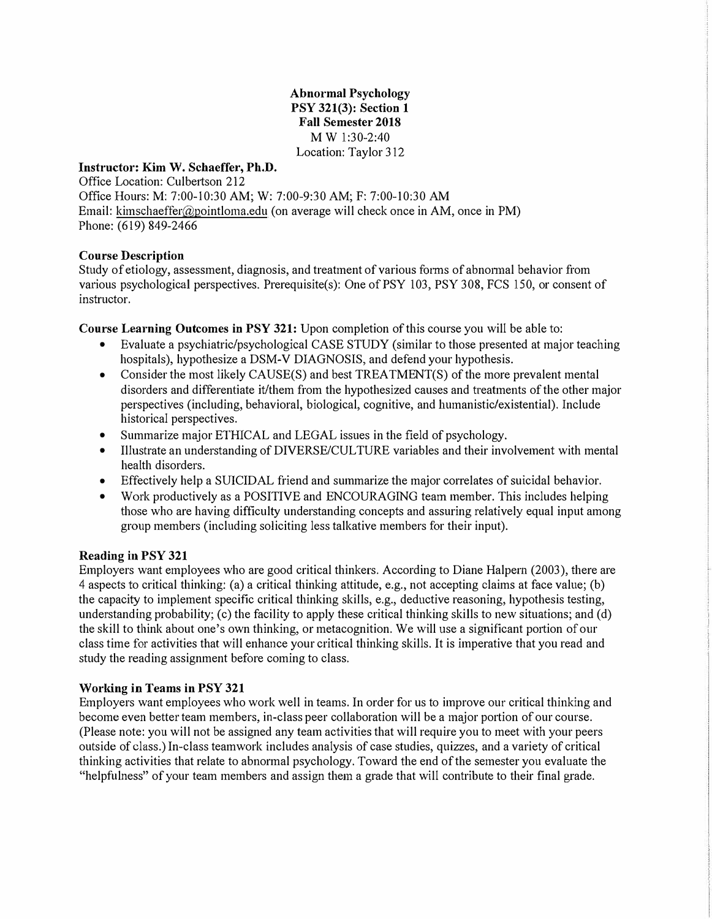# Abnormal Psychology
## PSY 321(3): Section 1
## Fall Semester 2018

M W 1:30-2:40
Location: Taylor 312

**Instructor: Kim W. Schaeffer, Ph.D.**
Office Location: Culbertson 212
Office Hours: M: 7:00-10:30 AM; W: 7:00-9:30 AM; F: 7:00-10:30 AM
Email: kimschaeffer@pointloma.edu (on average will check once in AM, once in PM)
Phone: (619) 849-2466

### Course Description

Study of etiology, assessment, diagnosis, and treatment of various forms of abnormal behavior from various psychological perspectives. Prerequisite(s): One of PSY 103, PSY 308, FCS 150, or consent of instructor.

**Course Learning Outcomes in PSY 321:** Upon completion of this course you will be able to:

- Evaluate a psychiatric/psychological CASE STUDY (similar to those presented at major teaching hospitals), hypothesize a DSM-V DIAGNOSIS, and defend your hypothesis.
- Consider the most likely CAUSE(S) and best TREATMENT(S) of the more prevalent mental disorders and differentiate it/them from the hypothesized causes and treatments of the other major perspectives (including, behavioral, biological, cognitive, and humanistic/existential). Include historical perspectives.
- Summarize major ETHICAL and LEGAL issues in the field of psychology.
- Illustrate an understanding of DIVERSE/CULTURE variables and their involvement with mental health disorders.
- Effectively help a SUICIDAL friend and summarize the major correlates of suicidal behavior.
- Work productively as a POSITIVE and ENCOURAGING team member. This includes helping those who are having difficulty understanding concepts and assuring relatively equal input among group members (including soliciting less talkative members for their input).

### Reading in PSY 321

Employers want employees who are good critical thinkers. According to Diane Halpern (2003), there are 4 aspects to critical thinking: (a) a critical thinking attitude, e.g., not accepting claims at face value; (b) the capacity to implement specific critical thinking skills, e.g., deductive reasoning, hypothesis testing, understanding probability; (c) the facility to apply these critical thinking skills to new situations; and (d) the skill to think about one's own thinking, or metacognition. We will use a significant portion of our class time for activities that will enhance your critical thinking skills. It is imperative that you read and study the reading assignment before coming to class.

### Working in Teams in PSY 321

Employers want employees who work well in teams. In order for us to improve our critical thinking and become even better team members, in-class peer collaboration will be a major portion of our course. (Please note: you will not be assigned any team activities that will require you to meet with your peers outside of class.) In-class teamwork includes analysis of case studies, quizzes, and a variety of critical thinking activities that relate to abnormal psychology. Toward the end of the semester you evaluate the "helpfulness" of your team members and assign them a grade that will contribute to their final grade.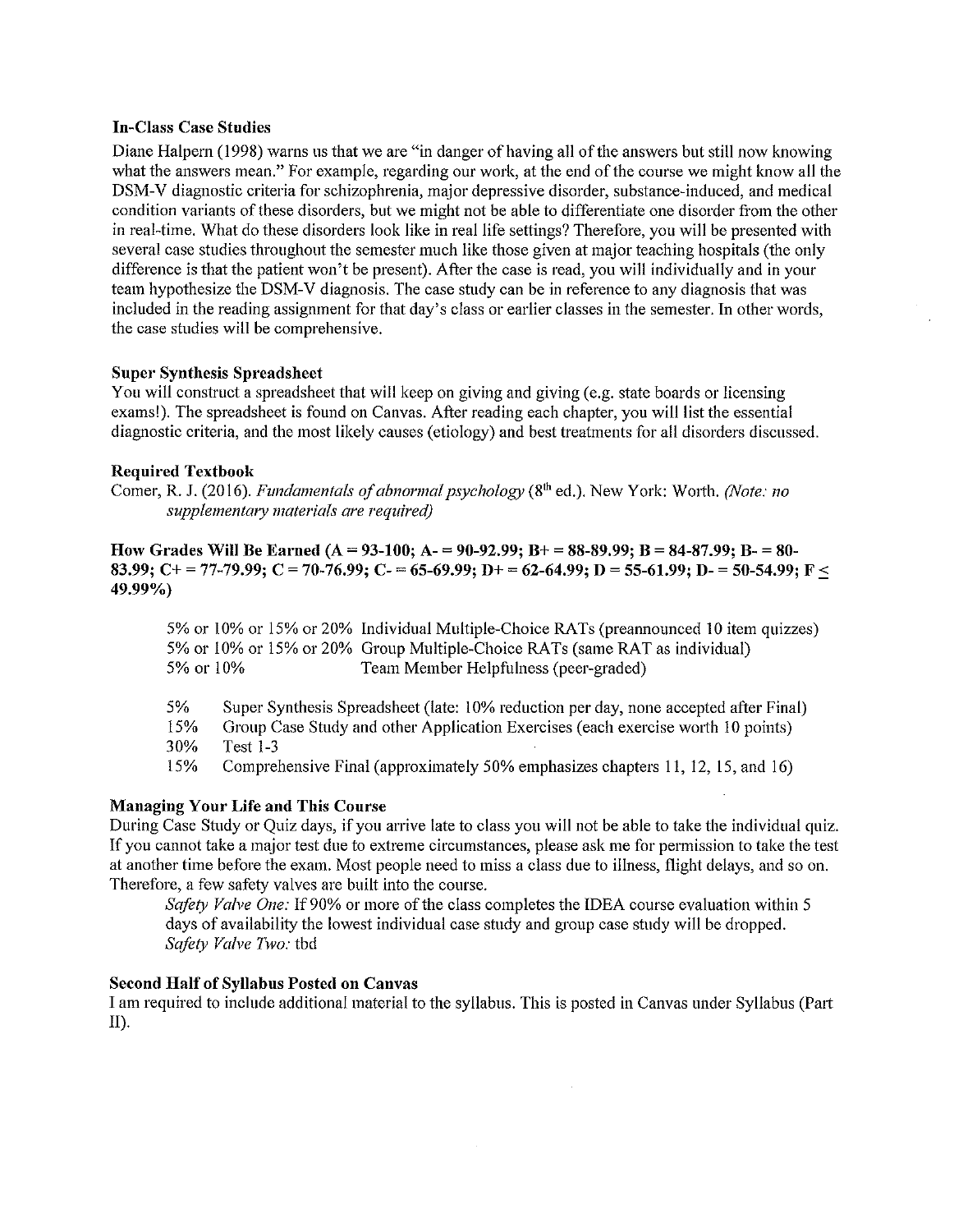### In-Class Case Studies

Diane Halpern (1998) warns us that we are "in danger of having all of the answers but still now knowing what the answers mean." For example, regarding our work, at the end of the course we might know all the DSM-V diagnostic criteria for schizophrenia, major depressive disorder, substance-induced, and medical condition variants of these disorders, but we might not be able to differentiate one disorder from the other in real-time. What do these disorders look like in real life settings? Therefore, you will be presented with several case studies throughout the semester much like those given at major teaching hospitals (the only difference is that the patient won't be present). After the case is read, you will individually and in your team hypothesize the DSM-V diagnosis. The case study can be in reference to any diagnosis that was included in the reading assignment for that day's class or earlier classes in the semester. In other words, the case studies will be comprehensive.

### Super Synthesis Spreadsheet

You will construct a spreadsheet that will keep on giving and giving (e.g. state boards or licensing exams!). The spreadsheet is found on Canvas. After reading each chapter, you will list the essential diagnostic criteria, and the most likely causes (etiology) and best treatments for all disorders discussed.

### Required Textbook

Comer, R. J. (2016). *Fundamentals of abnormal psychology* (8th ed.). New York: Worth. *(Note: no supplementary materials are required)*

### How Grades Will Be Earned (A = 93-100; A- = 90-92.99; B+ = 88-89.99; B = 84-87.99; B- = 80-83.99; C+ = 77-79.99; C = 70-76.99; C- = 65-69.99; D+ = 62-64.99; D = 55-61.99; D- = 50-54.99; F ≤ 49.99%)

| Weight | Component |
|---|---|
| 5% or 10% or 15% or 20% | Individual Multiple-Choice RATs (preannounced 10 item quizzes) |
| 5% or 10% or 15% or 20% | Group Multiple-Choice RATs (same RAT as individual) |
| 5% or 10% | Team Member Helpfulness (peer-graded) |
| 5% | Super Synthesis Spreadsheet (late: 10% reduction per day, none accepted after Final) |
| 15% | Group Case Study and other Application Exercises (each exercise worth 10 points) |
| 30% | Test 1-3 |
| 15% | Comprehensive Final (approximately 50% emphasizes chapters 11, 12, 15, and 16) |

### Managing Your Life and This Course

During Case Study or Quiz days, if you arrive late to class you will not be able to take the individual quiz. If you cannot take a major test due to extreme circumstances, please ask me for permission to take the test at another time before the exam. Most people need to miss a class due to illness, flight delays, and so on. Therefore, a few safety valves are built into the course.

*Safety Valve One:* If 90% or more of the class completes the IDEA course evaluation within 5 days of availability the lowest individual case study and group case study will be dropped.

*Safety Valve Two:* tbd

### Second Half of Syllabus Posted on Canvas

I am required to include additional material to the syllabus. This is posted in Canvas under Syllabus (Part II).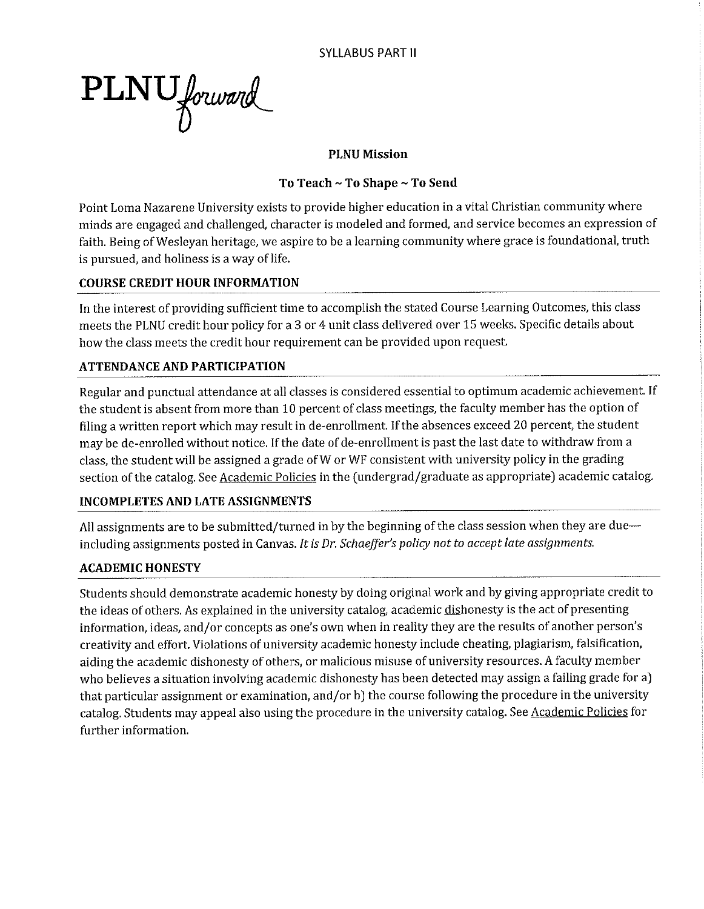SYLLABUS PART II

PLNU *forward*

**PLNU Mission**

**To Teach ~ To Shape ~ To Send**

Point Loma Nazarene University exists to provide higher education in a vital Christian community where minds are engaged and challenged, character is modeled and formed, and service becomes an expression of faith. Being of Wesleyan heritage, we aspire to be a learning community where grace is foundational, truth is pursued, and holiness is a way of life.

## COURSE CREDIT HOUR INFORMATION

In the interest of providing sufficient time to accomplish the stated Course Learning Outcomes, this class meets the PLNU credit hour policy for a 3 or 4 unit class delivered over 15 weeks. Specific details about how the class meets the credit hour requirement can be provided upon request.

## ATTENDANCE AND PARTICIPATION

Regular and punctual attendance at all classes is considered essential to optimum academic achievement. If the student is absent from more than 10 percent of class meetings, the faculty member has the option of filing a written report which may result in de-enrollment. If the absences exceed 20 percent, the student may be de-enrolled without notice. If the date of de-enrollment is past the last date to withdraw from a class, the student will be assigned a grade of W or WF consistent with university policy in the grading section of the catalog. See Academic Policies in the (undergrad/graduate as appropriate) academic catalog.

## INCOMPLETES AND LATE ASSIGNMENTS

All assignments are to be submitted/turned in by the beginning of the class session when they are due—including assignments posted in Canvas. *It is Dr. Schaeffer's policy not to accept late assignments.*

## ACADEMIC HONESTY

Students should demonstrate academic honesty by doing original work and by giving appropriate credit to the ideas of others. As explained in the university catalog, academic dishonesty is the act of presenting information, ideas, and/or concepts as one's own when in reality they are the results of another person's creativity and effort. Violations of university academic honesty include cheating, plagiarism, falsification, aiding the academic dishonesty of others, or malicious misuse of university resources. A faculty member who believes a situation involving academic dishonesty has been detected may assign a failing grade for a) that particular assignment or examination, and/or b) the course following the procedure in the university catalog. Students may appeal also using the procedure in the university catalog. See Academic Policies for further information.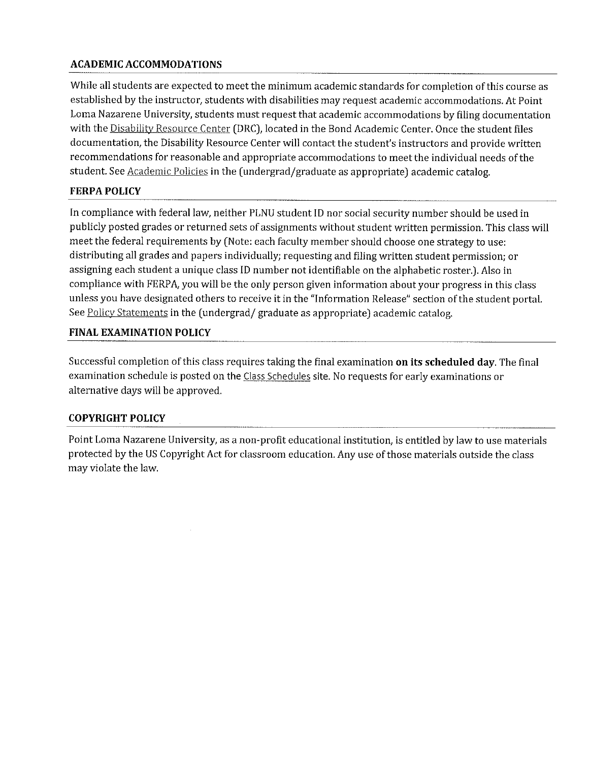## ACADEMIC ACCOMMODATIONS

While all students are expected to meet the minimum academic standards for completion of this course as established by the instructor, students with disabilities may request academic accommodations. At Point Loma Nazarene University, students must request that academic accommodations by filing documentation with the Disability Resource Center (DRC), located in the Bond Academic Center. Once the student files documentation, the Disability Resource Center will contact the student's instructors and provide written recommendations for reasonable and appropriate accommodations to meet the individual needs of the student. See Academic Policies in the (undergrad/graduate as appropriate) academic catalog.

## FERPA POLICY

In compliance with federal law, neither PLNU student ID nor social security number should be used in publicly posted grades or returned sets of assignments without student written permission. This class will meet the federal requirements by (Note: each faculty member should choose one strategy to use: distributing all grades and papers individually; requesting and filing written student permission; or assigning each student a unique class ID number not identifiable on the alphabetic roster.). Also in compliance with FERPA, you will be the only person given information about your progress in this class unless you have designated others to receive it in the "Information Release" section of the student portal. See Policy Statements in the (undergrad/ graduate as appropriate) academic catalog.

## FINAL EXAMINATION POLICY

Successful completion of this class requires taking the final examination **on its scheduled day**. The final examination schedule is posted on the Class Schedules site. No requests for early examinations or alternative days will be approved.

## COPYRIGHT POLICY

Point Loma Nazarene University, as a non-profit educational institution, is entitled by law to use materials protected by the US Copyright Act for classroom education. Any use of those materials outside the class may violate the law.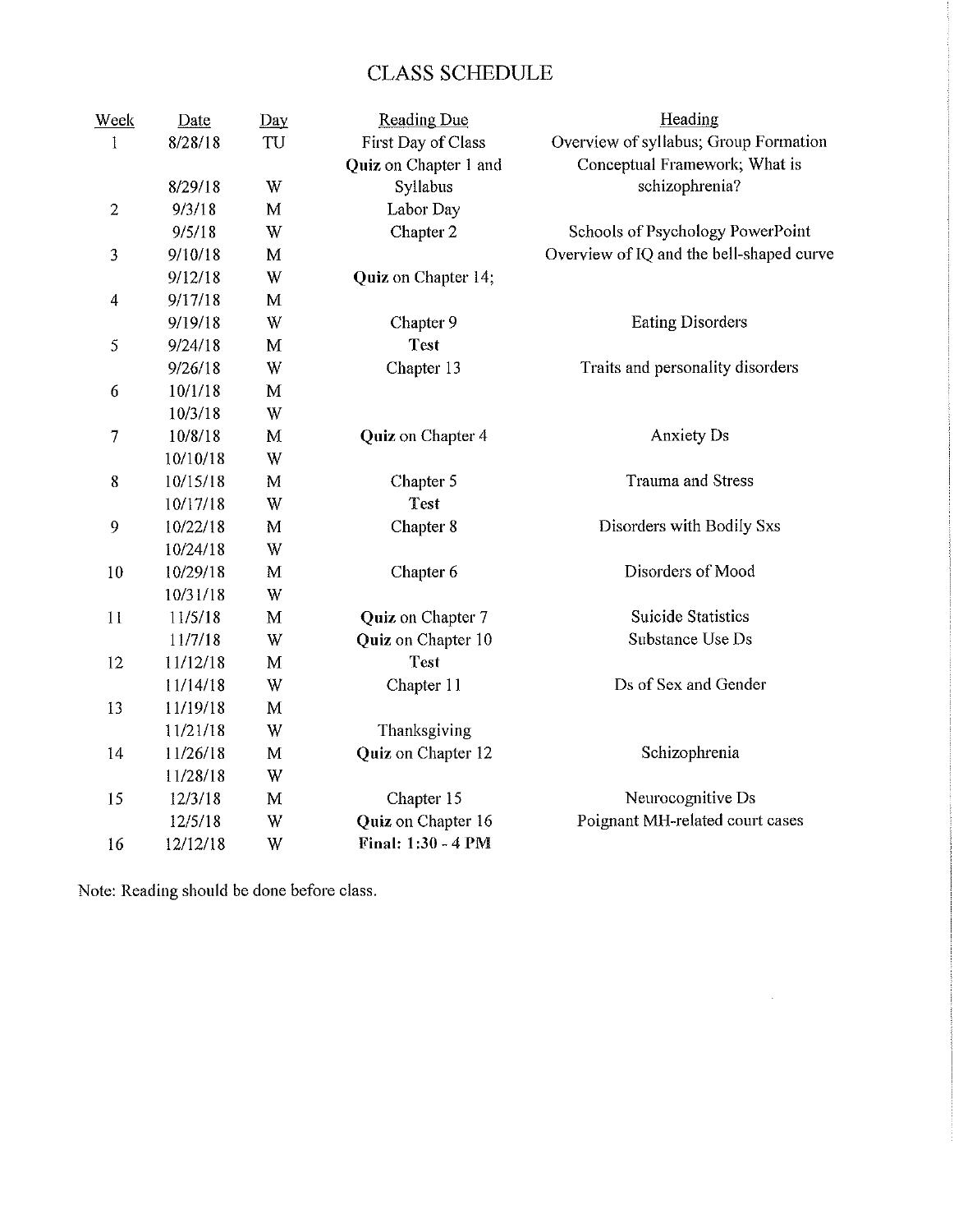# CLASS SCHEDULE

| Week | Date | Day | Reading Due | Heading |
|---|---|---|---|---|
| 1 | 8/28/18 | TU | First Day of Class | Overview of syllabus; Group Formation |
| | 8/29/18 | W | **Quiz** on Chapter 1 and Syllabus | Conceptual Framework; What is schizophrenia? |
| 2 | 9/3/18 | M | Labor Day | |
| | 9/5/18 | W | Chapter 2 | Schools of Psychology PowerPoint |
| 3 | 9/10/18 | M | | Overview of IQ and the bell-shaped curve |
| | 9/12/18 | W | **Quiz** on Chapter 14; | |
| 4 | 9/17/18 | M | | |
| | 9/19/18 | W | Chapter 9 | Eating Disorders |
| 5 | 9/24/18 | M | **Test** | |
| | 9/26/18 | W | Chapter 13 | Traits and personality disorders |
| 6 | 10/1/18 | M | | |
| | 10/3/18 | W | | |
| 7 | 10/8/18 | M | **Quiz** on Chapter 4 | Anxiety Ds |
| | 10/10/18 | W | | |
| 8 | 10/15/18 | M | Chapter 5 | Trauma and Stress |
| | 10/17/18 | W | **Test** | |
| 9 | 10/22/18 | M | Chapter 8 | Disorders with Bodily Sxs |
| | 10/24/18 | W | | |
| 10 | 10/29/18 | M | Chapter 6 | Disorders of Mood |
| | 10/31/18 | W | | |
| 11 | 11/5/18 | M | **Quiz** on Chapter 7 | Suicide Statistics |
| | 11/7/18 | W | **Quiz** on Chapter 10 | Substance Use Ds |
| 12 | 11/12/18 | M | **Test** | |
| | 11/14/18 | W | Chapter 11 | Ds of Sex and Gender |
| 13 | 11/19/18 | M | | |
| | 11/21/18 | W | Thanksgiving | |
| 14 | 11/26/18 | M | **Quiz** on Chapter 12 | Schizophrenia |
| | 11/28/18 | W | | |
| 15 | 12/3/18 | M | Chapter 15 | Neurocognitive Ds |
| | 12/5/18 | W | **Quiz** on Chapter 16 | Poignant MH-related court cases |
| 16 | 12/12/18 | W | **Final: 1:30 - 4 PM** | |

Note: Reading should be done before class.